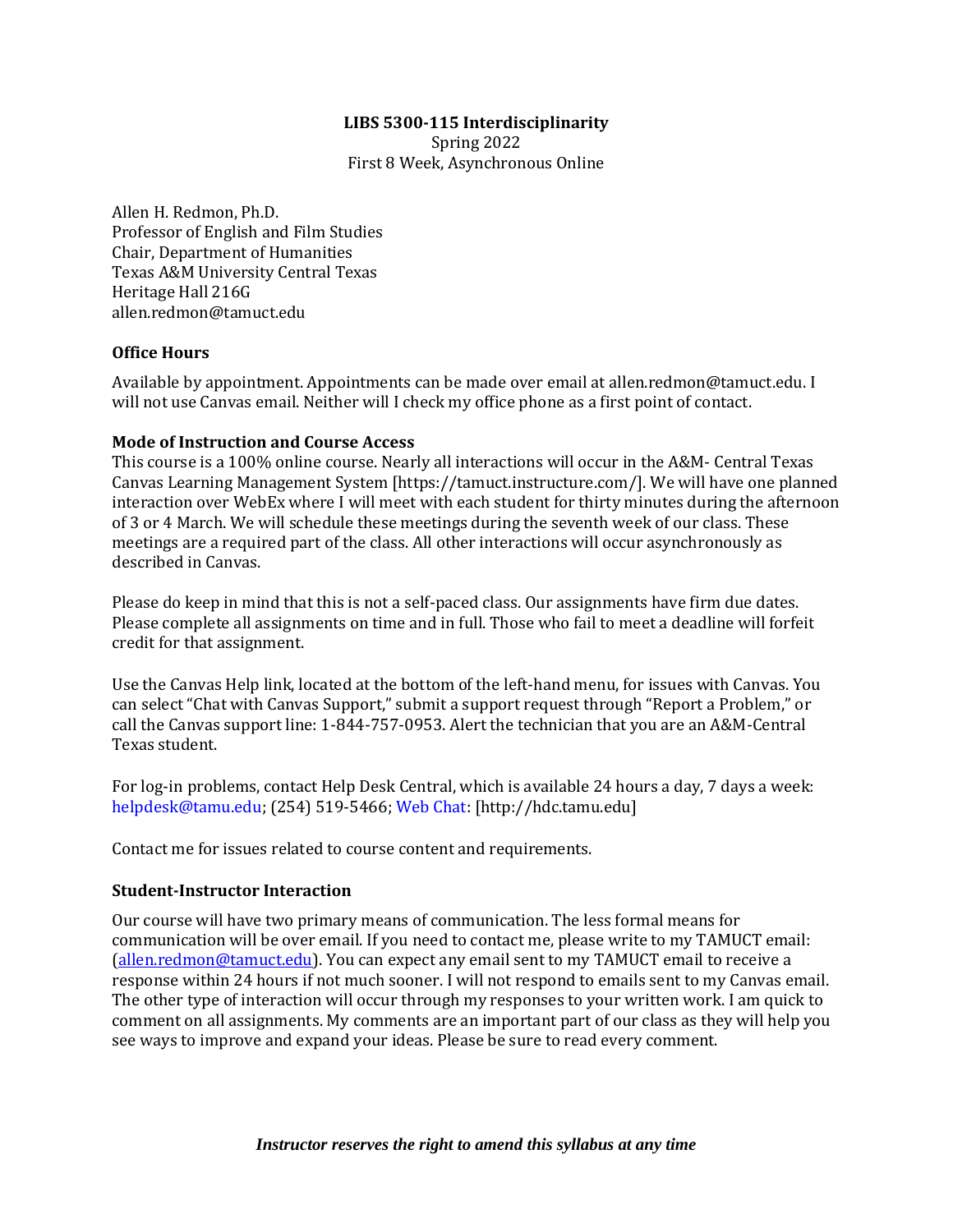**LIBS 5300-115 Interdisciplinarity**
Spring 2022
First 8 Week, Asynchronous Online

Allen H. Redmon, Ph.D.
Professor of English and Film Studies
Chair, Department of Humanities
Texas A&M University Central Texas
Heritage Hall 216G
allen.redmon@tamuct.edu

### Office Hours

Available by appointment. Appointments can be made over email at allen.redmon@tamuct.edu. I will not use Canvas email. Neither will I check my office phone as a first point of contact.

### Mode of Instruction and Course Access

This course is a 100% online course. Nearly all interactions will occur in the A&M- Central Texas Canvas Learning Management System [https://tamuct.instructure.com/]. We will have one planned interaction over WebEx where I will meet with each student for thirty minutes during the afternoon of 3 or 4 March. We will schedule these meetings during the seventh week of our class. These meetings are a required part of the class. All other interactions will occur asynchronously as described in Canvas.

Please do keep in mind that this is not a self-paced class. Our assignments have firm due dates. Please complete all assignments on time and in full. Those who fail to meet a deadline will forfeit credit for that assignment.

Use the Canvas Help link, located at the bottom of the left-hand menu, for issues with Canvas. You can select "Chat with Canvas Support," submit a support request through "Report a Problem," or call the Canvas support line: 1-844-757-0953. Alert the technician that you are an A&M-Central Texas student.

For log-in problems, contact Help Desk Central, which is available 24 hours a day, 7 days a week: helpdesk@tamu.edu; (254) 519-5466; Web Chat: [http://hdc.tamu.edu]

Contact me for issues related to course content and requirements.

### Student-Instructor Interaction

Our course will have two primary means of communication. The less formal means for communication will be over email. If you need to contact me, please write to my TAMUCT email: (allen.redmon@tamuct.edu). You can expect any email sent to my TAMUCT email to receive a response within 24 hours if not much sooner. I will not respond to emails sent to my Canvas email. The other type of interaction will occur through my responses to your written work. I am quick to comment on all assignments. My comments are an important part of our class as they will help you see ways to improve and expand your ideas. Please be sure to read every comment.

***Instructor reserves the right to amend this syllabus at any time***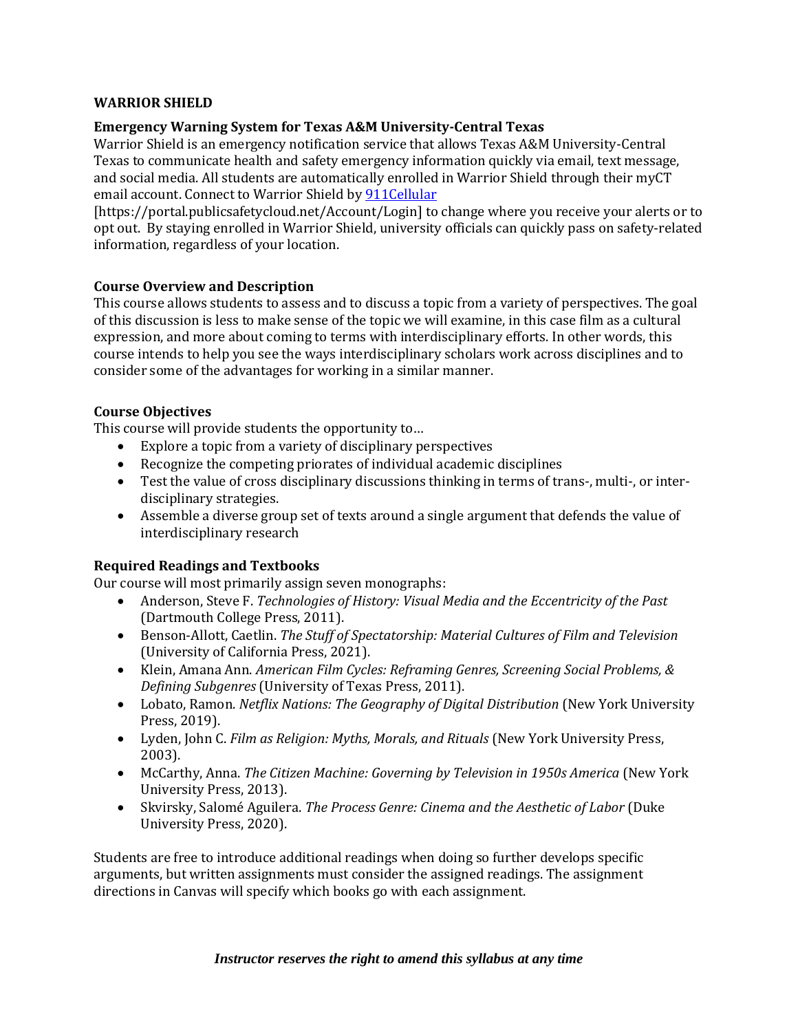**WARRIOR SHIELD**

**Emergency Warning System for Texas A&M University-Central Texas**

Warrior Shield is an emergency notification service that allows Texas A&M University-Central Texas to communicate health and safety emergency information quickly via email, text message, and social media. All students are automatically enrolled in Warrior Shield through their myCT email account. Connect to Warrior Shield by 911Cellular [https://portal.publicsafetycloud.net/Account/Login] to change where you receive your alerts or to opt out. By staying enrolled in Warrior Shield, university officials can quickly pass on safety-related information, regardless of your location.

**Course Overview and Description**

This course allows students to assess and to discuss a topic from a variety of perspectives. The goal of this discussion is less to make sense of the topic we will examine, in this case film as a cultural expression, and more about coming to terms with interdisciplinary efforts. In other words, this course intends to help you see the ways interdisciplinary scholars work across disciplines and to consider some of the advantages for working in a similar manner.

**Course Objectives**

This course will provide students the opportunity to…

- Explore a topic from a variety of disciplinary perspectives
- Recognize the competing priorates of individual academic disciplines
- Test the value of cross disciplinary discussions thinking in terms of trans-, multi-, or inter-disciplinary strategies.
- Assemble a diverse group set of texts around a single argument that defends the value of interdisciplinary research

**Required Readings and Textbooks**

Our course will most primarily assign seven monographs:

- Anderson, Steve F. *Technologies of History: Visual Media and the Eccentricity of the Past* (Dartmouth College Press, 2011).
- Benson-Allott, Caetlin. *The Stuff of Spectatorship: Material Cultures of Film and Television* (University of California Press, 2021).
- Klein, Amana Ann. *American Film Cycles: Reframing Genres, Screening Social Problems, & Defining Subgenres* (University of Texas Press, 2011).
- Lobato, Ramon. *Netflix Nations: The Geography of Digital Distribution* (New York University Press, 2019).
- Lyden, John C. *Film as Religion: Myths, Morals, and Rituals* (New York University Press, 2003).
- McCarthy, Anna. *The Citizen Machine: Governing by Television in 1950s America* (New York University Press, 2013).
- Skvirsky, Salomé Aguilera. *The Process Genre: Cinema and the Aesthetic of Labor* (Duke University Press, 2020).

Students are free to introduce additional readings when doing so further develops specific arguments, but written assignments must consider the assigned readings. The assignment directions in Canvas will specify which books go with each assignment.

***Instructor reserves the right to amend this syllabus at any time***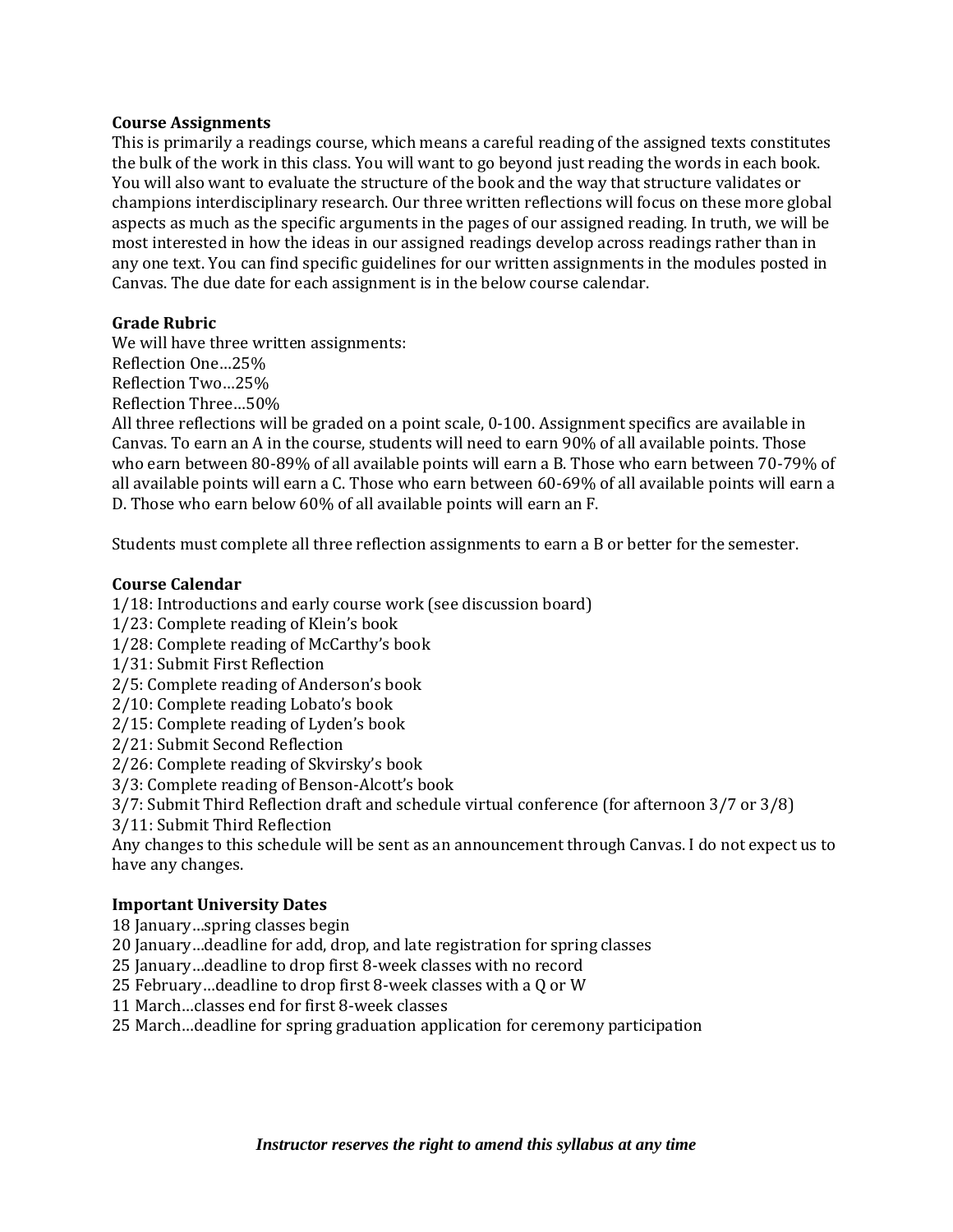**Course Assignments**

This is primarily a readings course, which means a careful reading of the assigned texts constitutes the bulk of the work in this class. You will want to go beyond just reading the words in each book. You will also want to evaluate the structure of the book and the way that structure validates or champions interdisciplinary research. Our three written reflections will focus on these more global aspects as much as the specific arguments in the pages of our assigned reading. In truth, we will be most interested in how the ideas in our assigned readings develop across readings rather than in any one text. You can find specific guidelines for our written assignments in the modules posted in Canvas. The due date for each assignment is in the below course calendar.

**Grade Rubric**

We will have three written assignments:
Reflection One…25%
Reflection Two…25%
Reflection Three…50%
All three reflections will be graded on a point scale, 0-100. Assignment specifics are available in Canvas. To earn an A in the course, students will need to earn 90% of all available points. Those who earn between 80-89% of all available points will earn a B. Those who earn between 70-79% of all available points will earn a C. Those who earn between 60-69% of all available points will earn a D. Those who earn below 60% of all available points will earn an F.

Students must complete all three reflection assignments to earn a B or better for the semester.

**Course Calendar**

1/18: Introductions and early course work (see discussion board)
1/23: Complete reading of Klein's book
1/28: Complete reading of McCarthy's book
1/31: Submit First Reflection
2/5: Complete reading of Anderson's book
2/10: Complete reading Lobato's book
2/15: Complete reading of Lyden's book
2/21: Submit Second Reflection
2/26: Complete reading of Skvirsky's book
3/3: Complete reading of Benson-Alcott's book
3/7: Submit Third Reflection draft and schedule virtual conference (for afternoon 3/7 or 3/8)
3/11: Submit Third Reflection
Any changes to this schedule will be sent as an announcement through Canvas. I do not expect us to have any changes.

**Important University Dates**

18 January…spring classes begin
20 January…deadline for add, drop, and late registration for spring classes
25 January…deadline to drop first 8-week classes with no record
25 February…deadline to drop first 8-week classes with a Q or W
11 March…classes end for first 8-week classes
25 March…deadline for spring graduation application for ceremony participation

***Instructor reserves the right to amend this syllabus at any time***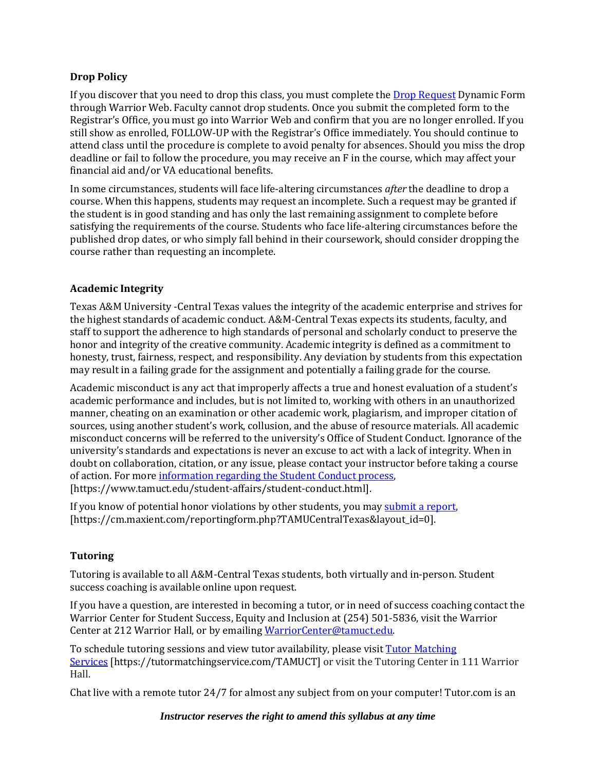### Drop Policy

If you discover that you need to drop this class, you must complete the [Drop Request](#) Dynamic Form through Warrior Web. Faculty cannot drop students. Once you submit the completed form to the Registrar's Office, you must go into Warrior Web and confirm that you are no longer enrolled. If you still show as enrolled, FOLLOW-UP with the Registrar's Office immediately. You should continue to attend class until the procedure is complete to avoid penalty for absences. Should you miss the drop deadline or fail to follow the procedure, you may receive an F in the course, which may affect your financial aid and/or VA educational benefits.

In some circumstances, students will face life-altering circumstances *after* the deadline to drop a course. When this happens, students may request an incomplete. Such a request may be granted if the student is in good standing and has only the last remaining assignment to complete before satisfying the requirements of the course. Students who face life-altering circumstances before the published drop dates, or who simply fall behind in their coursework, should consider dropping the course rather than requesting an incomplete.

### Academic Integrity

Texas A&M University -Central Texas values the integrity of the academic enterprise and strives for the highest standards of academic conduct. A&M-Central Texas expects its students, faculty, and staff to support the adherence to high standards of personal and scholarly conduct to preserve the honor and integrity of the creative community. Academic integrity is defined as a commitment to honesty, trust, fairness, respect, and responsibility. Any deviation by students from this expectation may result in a failing grade for the assignment and potentially a failing grade for the course.

Academic misconduct is any act that improperly affects a true and honest evaluation of a student's academic performance and includes, but is not limited to, working with others in an unauthorized manner, cheating on an examination or other academic work, plagiarism, and improper citation of sources, using another student's work, collusion, and the abuse of resource materials. All academic misconduct concerns will be referred to the university's Office of Student Conduct. Ignorance of the university's standards and expectations is never an excuse to act with a lack of integrity. When in doubt on collaboration, citation, or any issue, please contact your instructor before taking a course of action. For more [information regarding the Student Conduct process](https://www.tamuct.edu/student-affairs/student-conduct.html), [https://www.tamuct.edu/student-affairs/student-conduct.html].

If you know of potential honor violations by other students, you may [submit a report](https://cm.maxient.com/reportingform.php?TAMUCentralTexas&layout_id=0), [https://cm.maxient.com/reportingform.php?TAMUCentralTexas&layout_id=0].

### Tutoring

Tutoring is available to all A&M-Central Texas students, both virtually and in-person. Student success coaching is available online upon request.

If you have a question, are interested in becoming a tutor, or in need of success coaching contact the Warrior Center for Student Success, Equity and Inclusion at (254) 501-5836, visit the Warrior Center at 212 Warrior Hall, or by emailing [WarriorCenter@tamuct.edu](mailto:WarriorCenter@tamuct.edu).

To schedule tutoring sessions and view tutor availability, please visit [Tutor Matching Services](https://tutormatchingservice.com/TAMUCT) [https://tutormatchingservice.com/TAMUCT] or visit the Tutoring Center in 111 Warrior Hall.

Chat live with a remote tutor 24/7 for almost any subject from on your computer! Tutor.com is an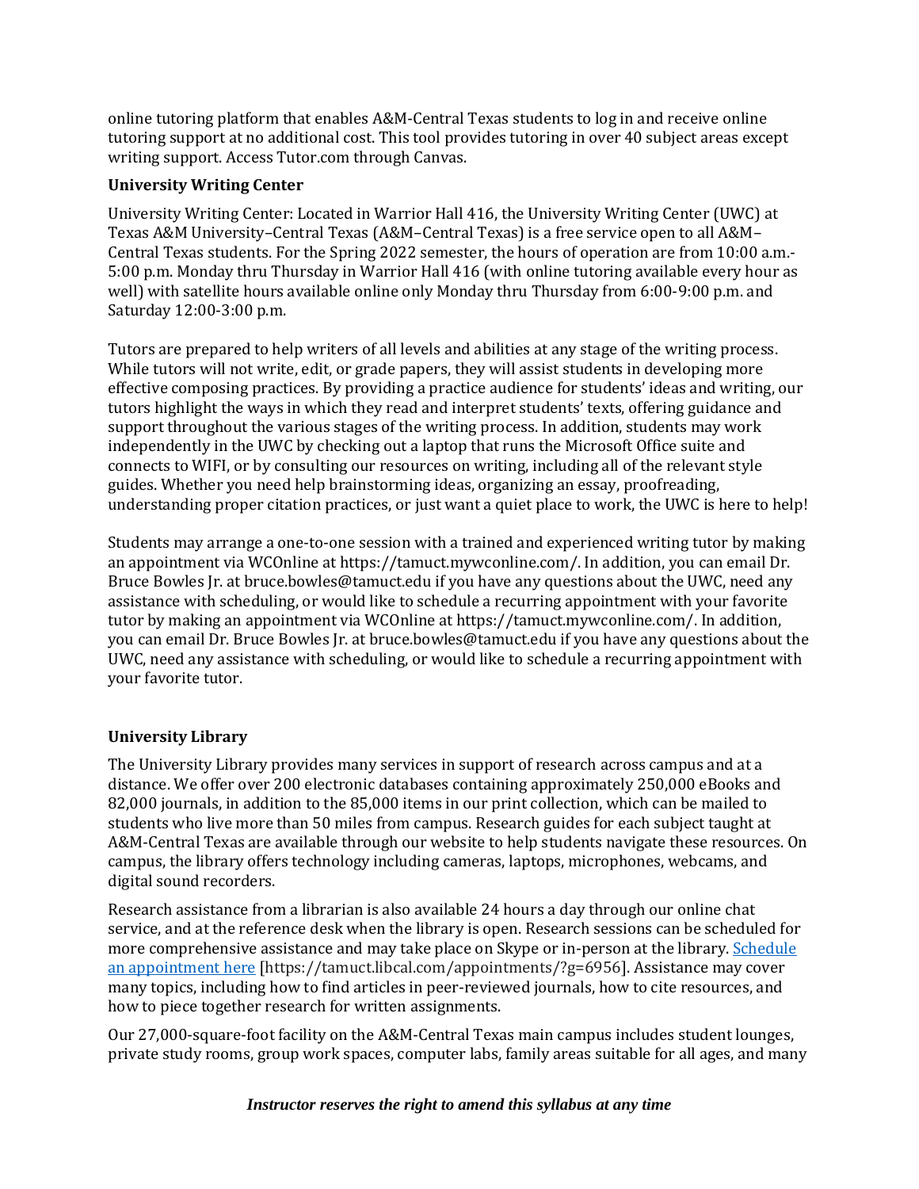online tutoring platform that enables A&M-Central Texas students to log in and receive online tutoring support at no additional cost. This tool provides tutoring in over 40 subject areas except writing support. Access Tutor.com through Canvas.

**University Writing Center**

University Writing Center: Located in Warrior Hall 416, the University Writing Center (UWC) at Texas A&M University–Central Texas (A&M–Central Texas) is a free service open to all A&M–Central Texas students. For the Spring 2022 semester, the hours of operation are from 10:00 a.m.-5:00 p.m. Monday thru Thursday in Warrior Hall 416 (with online tutoring available every hour as well) with satellite hours available online only Monday thru Thursday from 6:00-9:00 p.m. and Saturday 12:00-3:00 p.m.

Tutors are prepared to help writers of all levels and abilities at any stage of the writing process. While tutors will not write, edit, or grade papers, they will assist students in developing more effective composing practices. By providing a practice audience for students' ideas and writing, our tutors highlight the ways in which they read and interpret students' texts, offering guidance and support throughout the various stages of the writing process. In addition, students may work independently in the UWC by checking out a laptop that runs the Microsoft Office suite and connects to WIFI, or by consulting our resources on writing, including all of the relevant style guides. Whether you need help brainstorming ideas, organizing an essay, proofreading, understanding proper citation practices, or just want a quiet place to work, the UWC is here to help!

Students may arrange a one-to-one session with a trained and experienced writing tutor by making an appointment via WCOnline at https://tamuct.mywconline.com/. In addition, you can email Dr. Bruce Bowles Jr. at bruce.bowles@tamuct.edu if you have any questions about the UWC, need any assistance with scheduling, or would like to schedule a recurring appointment with your favorite tutor by making an appointment via WCOnline at https://tamuct.mywconline.com/. In addition, you can email Dr. Bruce Bowles Jr. at bruce.bowles@tamuct.edu if you have any questions about the UWC, need any assistance with scheduling, or would like to schedule a recurring appointment with your favorite tutor.

**University Library**

The University Library provides many services in support of research across campus and at a distance. We offer over 200 electronic databases containing approximately 250,000 eBooks and 82,000 journals, in addition to the 85,000 items in our print collection, which can be mailed to students who live more than 50 miles from campus. Research guides for each subject taught at A&M-Central Texas are available through our website to help students navigate these resources. On campus, the library offers technology including cameras, laptops, microphones, webcams, and digital sound recorders.

Research assistance from a librarian is also available 24 hours a day through our online chat service, and at the reference desk when the library is open. Research sessions can be scheduled for more comprehensive assistance and may take place on Skype or in-person at the library. [Schedule an appointment here](https://tamuct.libcal.com/appointments/?g=6956) [https://tamuct.libcal.com/appointments/?g=6956]. Assistance may cover many topics, including how to find articles in peer-reviewed journals, how to cite resources, and how to piece together research for written assignments.

Our 27,000-square-foot facility on the A&M-Central Texas main campus includes student lounges, private study rooms, group work spaces, computer labs, family areas suitable for all ages, and many

***Instructor reserves the right to amend this syllabus at any time***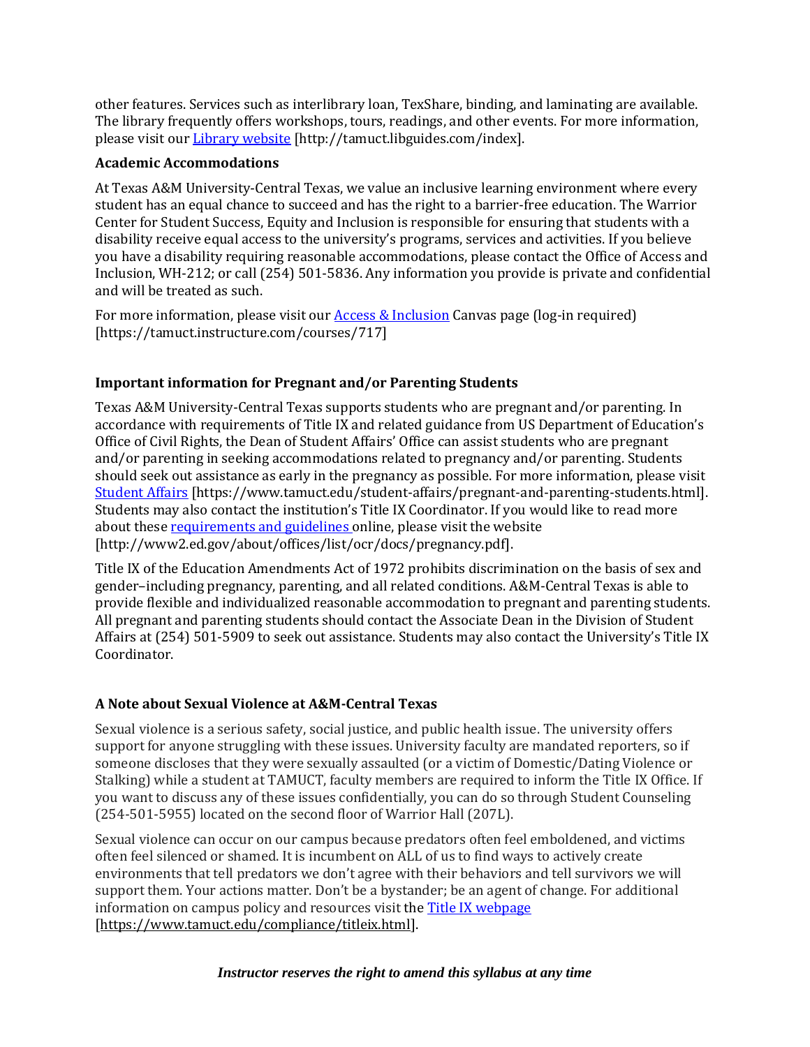other features. Services such as interlibrary loan, TexShare, binding, and laminating are available. The library frequently offers workshops, tours, readings, and other events. For more information, please visit our [Library website](http://tamuct.libguides.com/index) [http://tamuct.libguides.com/index].

**Academic Accommodations**

At Texas A&M University-Central Texas, we value an inclusive learning environment where every student has an equal chance to succeed and has the right to a barrier-free education. The Warrior Center for Student Success, Equity and Inclusion is responsible for ensuring that students with a disability receive equal access to the university's programs, services and activities. If you believe you have a disability requiring reasonable accommodations, please contact the Office of Access and Inclusion, WH-212; or call (254) 501-5836. Any information you provide is private and confidential and will be treated as such.

For more information, please visit our [Access & Inclusion](https://tamuct.instructure.com/courses/717) Canvas page (log-in required) [https://tamuct.instructure.com/courses/717]

**Important information for Pregnant and/or Parenting Students**

Texas A&M University-Central Texas supports students who are pregnant and/or parenting. In accordance with requirements of Title IX and related guidance from US Department of Education's Office of Civil Rights, the Dean of Student Affairs' Office can assist students who are pregnant and/or parenting in seeking accommodations related to pregnancy and/or parenting. Students should seek out assistance as early in the pregnancy as possible. For more information, please visit [Student Affairs](https://www.tamuct.edu/student-affairs/pregnant-and-parenting-students.html) [https://www.tamuct.edu/student-affairs/pregnant-and-parenting-students.html]. Students may also contact the institution's Title IX Coordinator. If you would like to read more about these [requirements and guidelines](http://www2.ed.gov/about/offices/list/ocr/docs/pregnancy.pdf) online, please visit the website [http://www2.ed.gov/about/offices/list/ocr/docs/pregnancy.pdf].

Title IX of the Education Amendments Act of 1972 prohibits discrimination on the basis of sex and gender–including pregnancy, parenting, and all related conditions. A&M-Central Texas is able to provide flexible and individualized reasonable accommodation to pregnant and parenting students. All pregnant and parenting students should contact the Associate Dean in the Division of Student Affairs at (254) 501-5909 to seek out assistance. Students may also contact the University's Title IX Coordinator.

**A Note about Sexual Violence at A&M-Central Texas**

Sexual violence is a serious safety, social justice, and public health issue. The university offers support for anyone struggling with these issues. University faculty are mandated reporters, so if someone discloses that they were sexually assaulted (or a victim of Domestic/Dating Violence or Stalking) while a student at TAMUCT, faculty members are required to inform the Title IX Office. If you want to discuss any of these issues confidentially, you can do so through Student Counseling (254-501-5955) located on the second floor of Warrior Hall (207L).

Sexual violence can occur on our campus because predators often feel emboldened, and victims often feel silenced or shamed. It is incumbent on ALL of us to find ways to actively create environments that tell predators we don't agree with their behaviors and tell survivors we will support them. Your actions matter. Don't be a bystander; be an agent of change. For additional information on campus policy and resources visit the [Title IX webpage](https://www.tamuct.edu/compliance/titleix.html) [https://www.tamuct.edu/compliance/titleix.html].

***Instructor reserves the right to amend this syllabus at any time***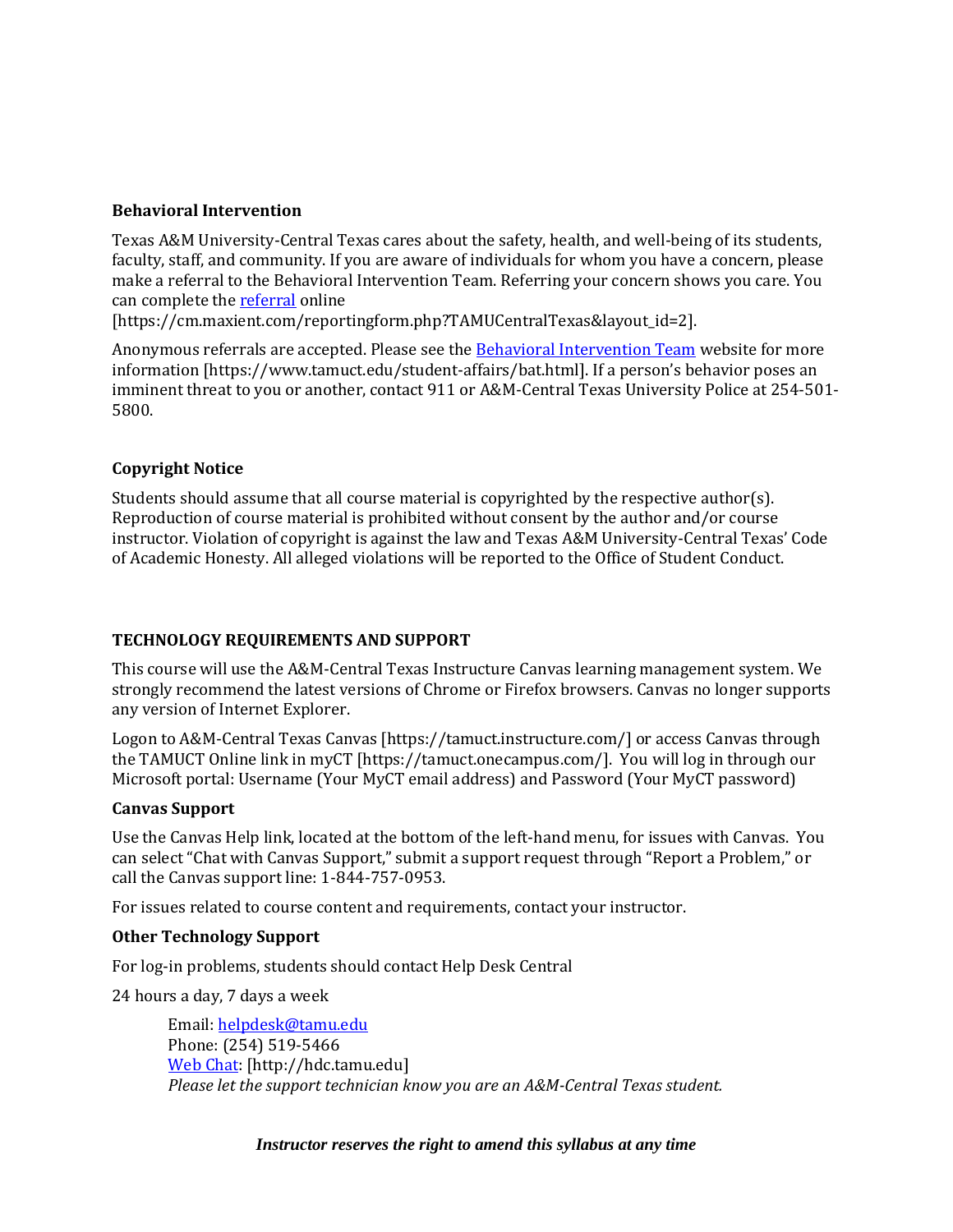**Behavioral Intervention**

Texas A&M University-Central Texas cares about the safety, health, and well-being of its students, faculty, staff, and community. If you are aware of individuals for whom you have a concern, please make a referral to the Behavioral Intervention Team. Referring your concern shows you care. You can complete the referral online [https://cm.maxient.com/reportingform.php?TAMUCentralTexas&layout_id=2].

Anonymous referrals are accepted. Please see the Behavioral Intervention Team website for more information [https://www.tamuct.edu/student-affairs/bat.html]. If a person's behavior poses an imminent threat to you or another, contact 911 or A&M-Central Texas University Police at 254-501-5800.

**Copyright Notice**

Students should assume that all course material is copyrighted by the respective author(s). Reproduction of course material is prohibited without consent by the author and/or course instructor. Violation of copyright is against the law and Texas A&M University-Central Texas' Code of Academic Honesty. All alleged violations will be reported to the Office of Student Conduct.

**TECHNOLOGY REQUIREMENTS AND SUPPORT**

This course will use the A&M-Central Texas Instructure Canvas learning management system. We strongly recommend the latest versions of Chrome or Firefox browsers. Canvas no longer supports any version of Internet Explorer.

Logon to A&M-Central Texas Canvas [https://tamuct.instructure.com/] or access Canvas through the TAMUCT Online link in myCT [https://tamuct.onecampus.com/]. You will log in through our Microsoft portal: Username (Your MyCT email address) and Password (Your MyCT password)

**Canvas Support**

Use the Canvas Help link, located at the bottom of the left-hand menu, for issues with Canvas. You can select "Chat with Canvas Support," submit a support request through "Report a Problem," or call the Canvas support line: 1-844-757-0953.

For issues related to course content and requirements, contact your instructor.

**Other Technology Support**

For log-in problems, students should contact Help Desk Central

24 hours a day, 7 days a week

Email: helpdesk@tamu.edu
Phone: (254) 519-5466
Web Chat: [http://hdc.tamu.edu]
*Please let the support technician know you are an A&M-Central Texas student.*

***Instructor reserves the right to amend this syllabus at any time***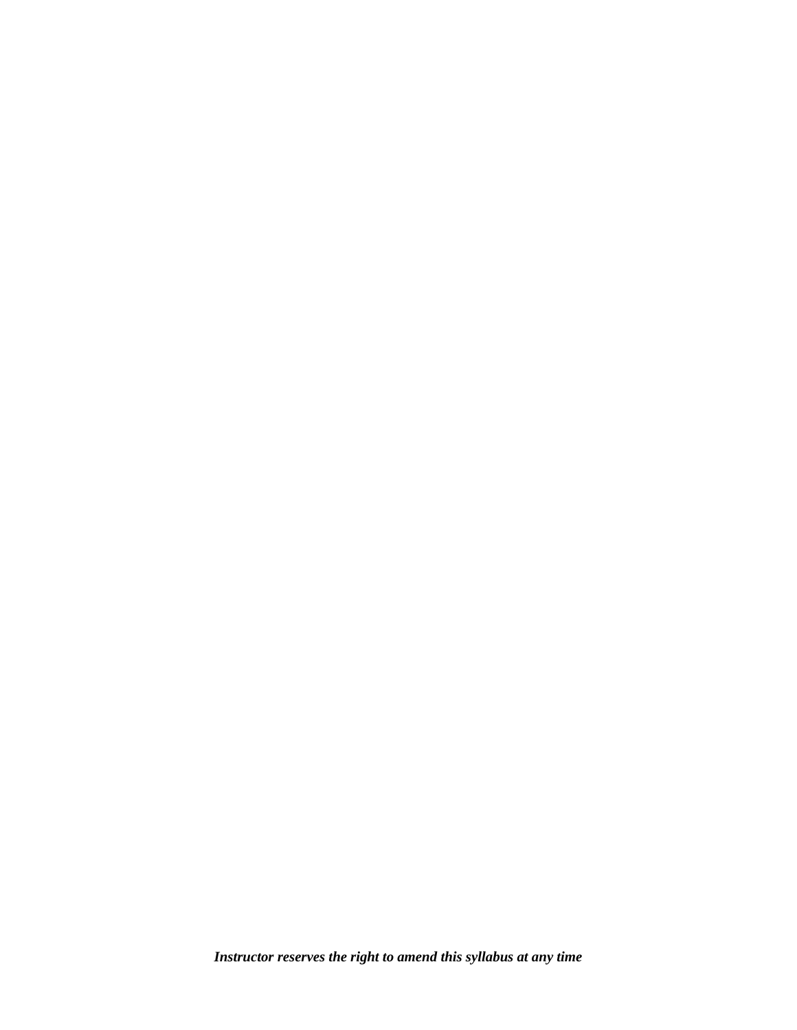***Instructor reserves the right to amend this syllabus at any time***